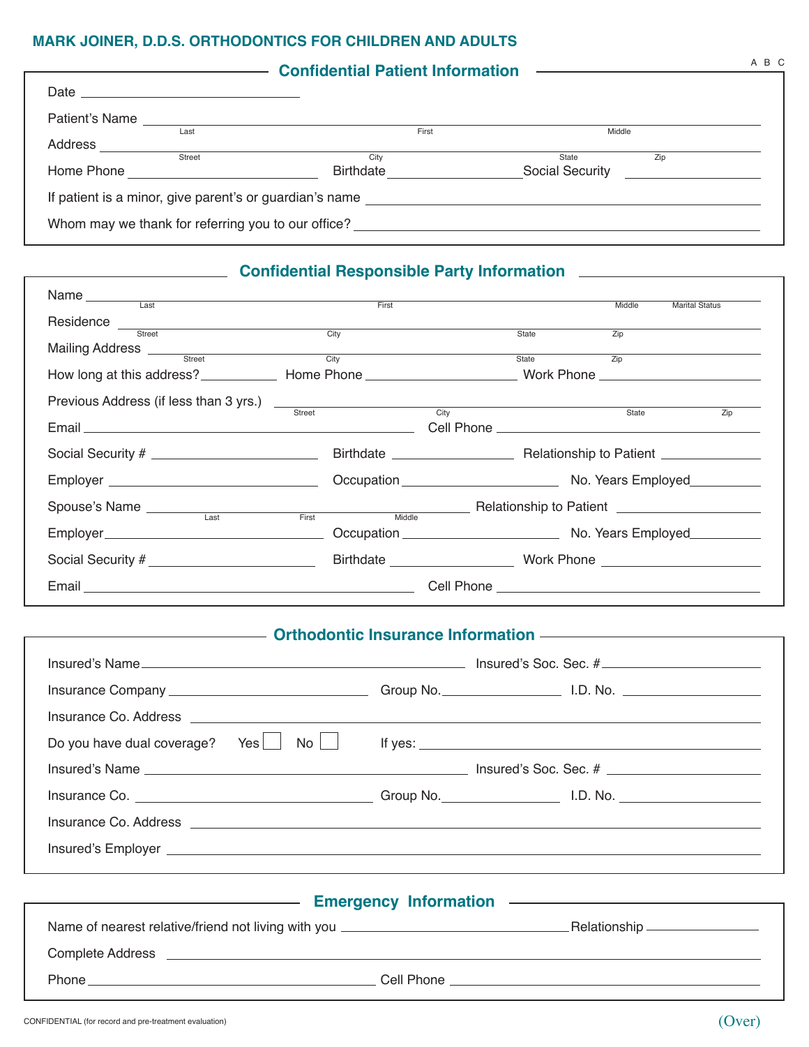# MARK JOINER, D.D.S. ORTHODONTICS FOR CHILDREN AND ADULTS

A B C

## Confidential Patient Information

Date ______________________________

Patient's Name ______________________________________________________________
Last First Middle

Address ______________________________________________________________
Street City State Zip

Home Phone ____________________ Birthdate ____________________ Social Security ____________________

If patient is a minor, give parent's or guardian's name ______________________________________________

Whom may we thank for referring you to our office? ______________________________________________

## Confidential Responsible Party Information

Name ______________________________________________________________
Last First Middle Marital Status

Residence ______________________________________________________________
Street City State Zip

Mailing Address ______________________________________________________________
Street City State Zip

How long at this address? __________ Home Phone ____________________ Work Phone ____________________

Previous Address (if less than 3 yrs.) ______________________________________________
Street City State Zip

Email ______________________________ Cell Phone ______________________________

Social Security # ____________________ Birthdate ______________ Relationship to Patient ______________

Employer ____________________ Occupation ____________________ No. Years Employed __________

Spouse's Name ______________________________________ Relationship to Patient ______________
Last First Middle

Employer ____________________ Occupation ____________________ No. Years Employed __________

Social Security # ____________________ Birthdate ______________ Work Phone ____________________

Email ______________________________ Cell Phone ______________________________

## Orthodontic Insurance Information

Insured's Name ______________________________________ Insured's Soc. Sec. # ____________________

Insurance Company ____________________ Group No. ______________ I.D. No. ______________

Insurance Co. Address ______________________________________________________________

Do you have dual coverage? Yes ☐ No ☐ If yes: ______________________________________________

Insured's Name ______________________________________ Insured's Soc. Sec. # ____________________

Insurance Co. ____________________ Group No. ______________ I.D. No. ______________

Insurance Co. Address ______________________________________________________________

Insured's Employer ______________________________________________________________

## Emergency Information

Name of nearest relative/friend not living with you ______________________________ Relationship ______________

Complete Address ______________________________________________________________

Phone ______________________________ Cell Phone ______________________________

CONFIDENTIAL (for record and pre-treatment evaluation)

(Over)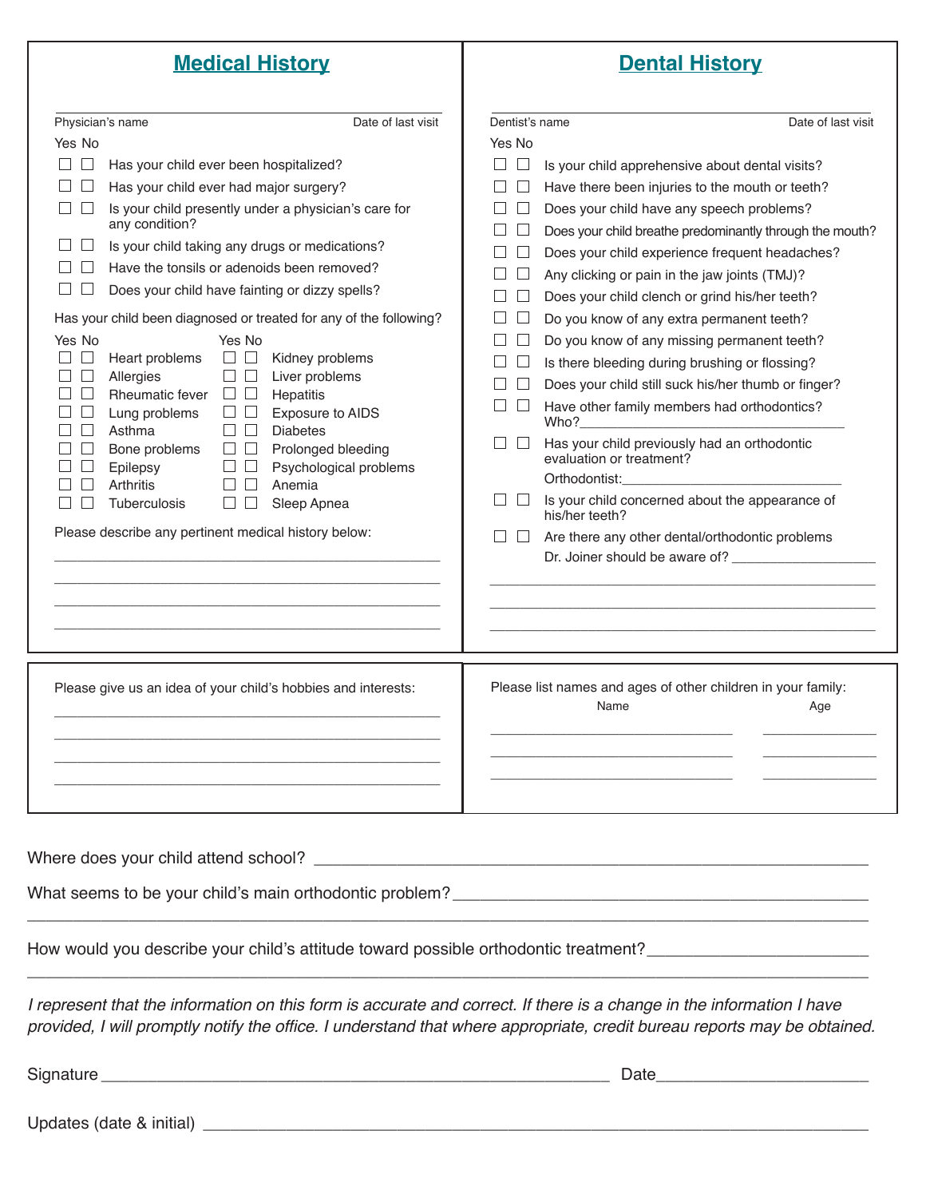## Medical History

______________________________________________
Physician's name Date of last visit

| Yes | No | |
|---|---|---|
| ☐ | ☐ | Has your child ever been hospitalized? |
| ☐ | ☐ | Has your child ever had major surgery? |
| ☐ | ☐ | Is your child presently under a physician's care for any condition? |
| ☐ | ☐ | Is your child taking any drugs or medications? |
| ☐ | ☐ | Have the tonsils or adenoids been removed? |
| ☐ | ☐ | Does your child have fainting or dizzy spells? |

Has your child been diagnosed or treated for any of the following?

| Yes | No | | Yes | No | |
|---|---|---|---|---|---|
| ☐ | ☐ | Heart problems | ☐ | ☐ | Kidney problems |
| ☐ | ☐ | Allergies | ☐ | ☐ | Liver problems |
| ☐ | ☐ | Rheumatic fever | ☐ | ☐ | Hepatitis |
| ☐ | ☐ | Lung problems | ☐ | ☐ | Exposure to AIDS |
| ☐ | ☐ | Asthma | ☐ | ☐ | Diabetes |
| ☐ | ☐ | Bone problems | ☐ | ☐ | Prolonged bleeding |
| ☐ | ☐ | Epilepsy | ☐ | ☐ | Psychological problems |
| ☐ | ☐ | Arthritis | ☐ | ☐ | Anemia |
| ☐ | ☐ | Tuberculosis | ☐ | ☐ | Sleep Apnea |

Please describe any pertinent medical history below:

______________________________________________
______________________________________________
______________________________________________
______________________________________________

## Dental History

______________________________________________
Dentist's name Date of last visit

| Yes | No | |
|---|---|---|
| ☐ | ☐ | Is your child apprehensive about dental visits? |
| ☐ | ☐ | Have there been injuries to the mouth or teeth? |
| ☐ | ☐ | Does your child have any speech problems? |
| ☐ | ☐ | Does your child breathe predominantly through the mouth? |
| ☐ | ☐ | Does your child experience frequent headaches? |
| ☐ | ☐ | Any clicking or pain in the jaw joints (TMJ)? |
| ☐ | ☐ | Does your child clench or grind his/her teeth? |
| ☐ | ☐ | Do you know of any extra permanent teeth? |
| ☐ | ☐ | Do you know of any missing permanent teeth? |
| ☐ | ☐ | Is there bleeding during brushing or flossing? |
| ☐ | ☐ | Does your child still suck his/her thumb or finger? |
| ☐ | ☐ | Have other family members had orthodontics? Who?______________________ |
| ☐ | ☐ | Has your child previously had an orthodontic evaluation or treatment? Orthodontist:______________________ |
| ☐ | ☐ | Is your child concerned about the appearance of his/her teeth? |
| ☐ | ☐ | Are there any other dental/orthodontic problems Dr. Joiner should be aware of? ______________ |

______________________________________________
______________________________________________
______________________________________________

Please give us an idea of your child's hobbies and interests:

______________________________________________
______________________________________________
______________________________________________
______________________________________________

Please list names and ages of other children in your family:

| Name | Age |
|---|---|
| ______________________ | __________ |
| ______________________ | __________ |
| ______________________ | __________ |

Where does your child attend school? ______________________________________________

What seems to be your child's main orthodontic problem?______________________________________________
______________________________________________

How would you describe your child's attitude toward possible orthodontic treatment?______________________
______________________________________________

*I represent that the information on this form is accurate and correct. If there is a change in the information I have provided, I will promptly notify the office. I understand that where appropriate, credit bureau reports may be obtained.*

Signature ______________________________________________ Date______________________

Updates (date & initial) ______________________________________________